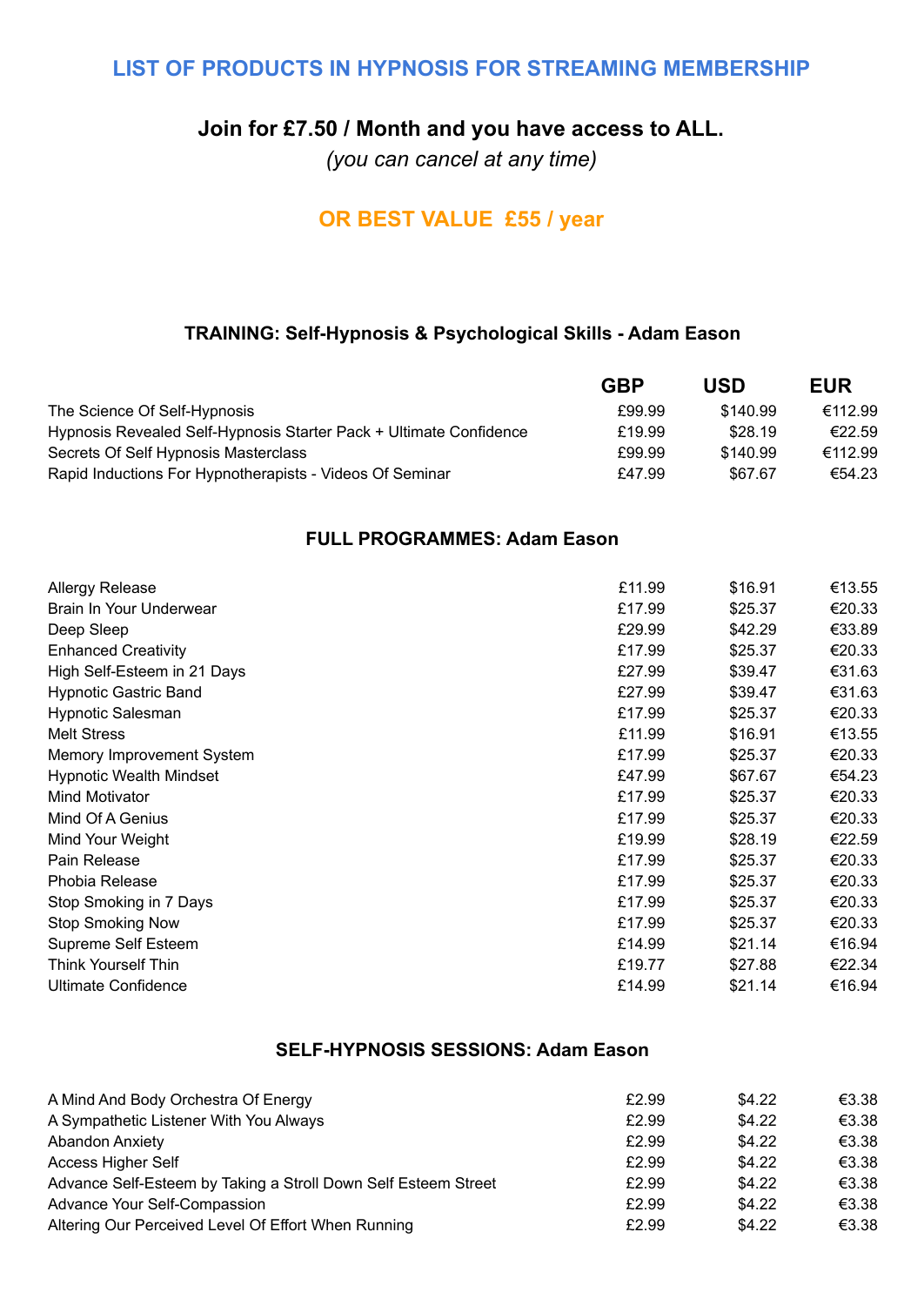# LIST OF PRODUCTS IN HYPNOSIS FOR STREAMING MEMBERSHIP

## Join for £7.50 / Month and you have access to ALL.

*(you can cancel at any time)*

## OR BEST VALUE £55 / year

### TRAINING: Self-Hypnosis & Psychological Skills - Adam Eason

| | GBP | USD | EUR |
|---|---|---|---|
| The Science Of Self-Hypnosis | £99.99 | $140.99 | €112.99 |
| Hypnosis Revealed Self-Hypnosis Starter Pack + Ultimate Confidence | £19.99 | $28.19 | €22.59 |
| Secrets Of Self Hypnosis Masterclass | £99.99 | $140.99 | €112.99 |
| Rapid Inductions For Hypnotherapists - Videos Of Seminar | £47.99 | $67.67 | €54.23 |

### FULL PROGRAMMES: Adam Eason

| | GBP | USD | EUR |
|---|---|---|---|
| Allergy Release | £11.99 | $16.91 | €13.55 |
| Brain In Your Underwear | £17.99 | $25.37 | €20.33 |
| Deep Sleep | £29.99 | $42.29 | €33.89 |
| Enhanced Creativity | £17.99 | $25.37 | €20.33 |
| High Self-Esteem in 21 Days | £27.99 | $39.47 | €31.63 |
| Hypnotic Gastric Band | £27.99 | $39.47 | €31.63 |
| Hypnotic Salesman | £17.99 | $25.37 | €20.33 |
| Melt Stress | £11.99 | $16.91 | €13.55 |
| Memory Improvement System | £17.99 | $25.37 | €20.33 |
| Hypnotic Wealth Mindset | £47.99 | $67.67 | €54.23 |
| Mind Motivator | £17.99 | $25.37 | €20.33 |
| Mind Of A Genius | £17.99 | $25.37 | €20.33 |
| Mind Your Weight | £19.99 | $28.19 | €22.59 |
| Pain Release | £17.99 | $25.37 | €20.33 |
| Phobia Release | £17.99 | $25.37 | €20.33 |
| Stop Smoking in 7 Days | £17.99 | $25.37 | €20.33 |
| Stop Smoking Now | £17.99 | $25.37 | €20.33 |
| Supreme Self Esteem | £14.99 | $21.14 | €16.94 |
| Think Yourself Thin | £19.77 | $27.88 | €22.34 |
| Ultimate Confidence | £14.99 | $21.14 | €16.94 |

### SELF-HYPNOSIS SESSIONS: Adam Eason

| | GBP | USD | EUR |
|---|---|---|---|
| A Mind And Body Orchestra Of Energy | £2.99 | $4.22 | €3.38 |
| A Sympathetic Listener With You Always | £2.99 | $4.22 | €3.38 |
| Abandon Anxiety | £2.99 | $4.22 | €3.38 |
| Access Higher Self | £2.99 | $4.22 | €3.38 |
| Advance Self-Esteem by Taking a Stroll Down Self Esteem Street | £2.99 | $4.22 | €3.38 |
| Advance Your Self-Compassion | £2.99 | $4.22 | €3.38 |
| Altering Our Perceived Level Of Effort When Running | £2.99 | $4.22 | €3.38 |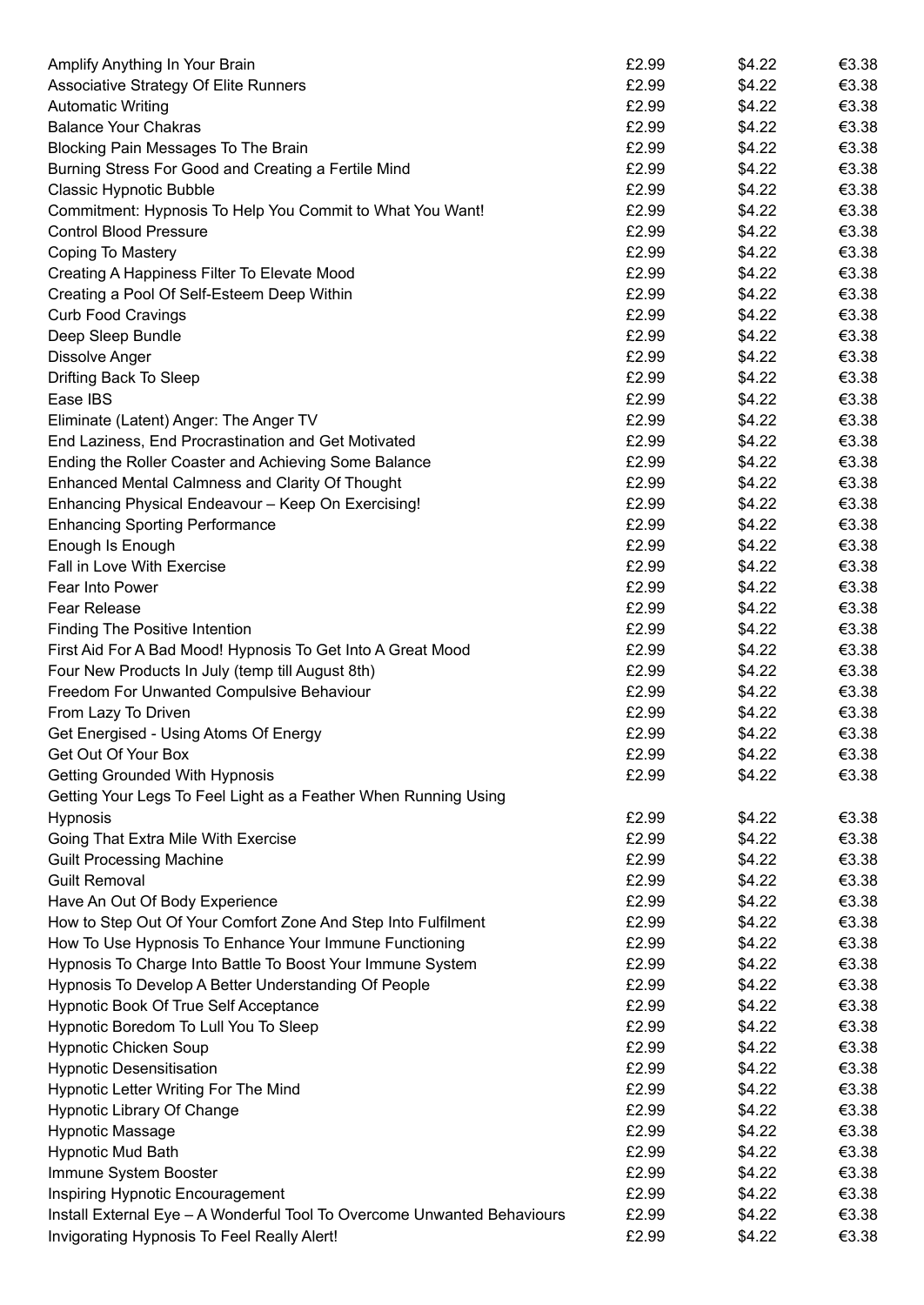| | | | |
|---|---|---|---|
| Amplify Anything In Your Brain | £2.99 | $4.22 | €3.38 |
| Associative Strategy Of Elite Runners | £2.99 | $4.22 | €3.38 |
| Automatic Writing | £2.99 | $4.22 | €3.38 |
| Balance Your Chakras | £2.99 | $4.22 | €3.38 |
| Blocking Pain Messages To The Brain | £2.99 | $4.22 | €3.38 |
| Burning Stress For Good and Creating a Fertile Mind | £2.99 | $4.22 | €3.38 |
| Classic Hypnotic Bubble | £2.99 | $4.22 | €3.38 |
| Commitment: Hypnosis To Help You Commit to What You Want! | £2.99 | $4.22 | €3.38 |
| Control Blood Pressure | £2.99 | $4.22 | €3.38 |
| Coping To Mastery | £2.99 | $4.22 | €3.38 |
| Creating A Happiness Filter To Elevate Mood | £2.99 | $4.22 | €3.38 |
| Creating a Pool Of Self-Esteem Deep Within | £2.99 | $4.22 | €3.38 |
| Curb Food Cravings | £2.99 | $4.22 | €3.38 |
| Deep Sleep Bundle | £2.99 | $4.22 | €3.38 |
| Dissolve Anger | £2.99 | $4.22 | €3.38 |
| Drifting Back To Sleep | £2.99 | $4.22 | €3.38 |
| Ease IBS | £2.99 | $4.22 | €3.38 |
| Eliminate (Latent) Anger: The Anger TV | £2.99 | $4.22 | €3.38 |
| End Laziness, End Procrastination and Get Motivated | £2.99 | $4.22 | €3.38 |
| Ending the Roller Coaster and Achieving Some Balance | £2.99 | $4.22 | €3.38 |
| Enhanced Mental Calmness and Clarity Of Thought | £2.99 | $4.22 | €3.38 |
| Enhancing Physical Endeavour – Keep On Exercising! | £2.99 | $4.22 | €3.38 |
| Enhancing Sporting Performance | £2.99 | $4.22 | €3.38 |
| Enough Is Enough | £2.99 | $4.22 | €3.38 |
| Fall in Love With Exercise | £2.99 | $4.22 | €3.38 |
| Fear Into Power | £2.99 | $4.22 | €3.38 |
| Fear Release | £2.99 | $4.22 | €3.38 |
| Finding The Positive Intention | £2.99 | $4.22 | €3.38 |
| First Aid For A Bad Mood! Hypnosis To Get Into A Great Mood | £2.99 | $4.22 | €3.38 |
| Four New Products In July (temp till August 8th) | £2.99 | $4.22 | €3.38 |
| Freedom For Unwanted Compulsive Behaviour | £2.99 | $4.22 | €3.38 |
| From Lazy To Driven | £2.99 | $4.22 | €3.38 |
| Get Energised - Using Atoms Of Energy | £2.99 | $4.22 | €3.38 |
| Get Out Of Your Box | £2.99 | $4.22 | €3.38 |
| Getting Grounded With Hypnosis | £2.99 | $4.22 | €3.38 |
| Getting Your Legs To Feel Light as a Feather When Running Using Hypnosis | £2.99 | $4.22 | €3.38 |
| Going That Extra Mile With Exercise | £2.99 | $4.22 | €3.38 |
| Guilt Processing Machine | £2.99 | $4.22 | €3.38 |
| Guilt Removal | £2.99 | $4.22 | €3.38 |
| Have An Out Of Body Experience | £2.99 | $4.22 | €3.38 |
| How to Step Out Of Your Comfort Zone And Step Into Fulfilment | £2.99 | $4.22 | €3.38 |
| How To Use Hypnosis To Enhance Your Immune Functioning | £2.99 | $4.22 | €3.38 |
| Hypnosis To Charge Into Battle To Boost Your Immune System | £2.99 | $4.22 | €3.38 |
| Hypnosis To Develop A Better Understanding Of People | £2.99 | $4.22 | €3.38 |
| Hypnotic Book Of True Self Acceptance | £2.99 | $4.22 | €3.38 |
| Hypnotic Boredom To Lull You To Sleep | £2.99 | $4.22 | €3.38 |
| Hypnotic Chicken Soup | £2.99 | $4.22 | €3.38 |
| Hypnotic Desensitisation | £2.99 | $4.22 | €3.38 |
| Hypnotic Letter Writing For The Mind | £2.99 | $4.22 | €3.38 |
| Hypnotic Library Of Change | £2.99 | $4.22 | €3.38 |
| Hypnotic Massage | £2.99 | $4.22 | €3.38 |
| Hypnotic Mud Bath | £2.99 | $4.22 | €3.38 |
| Immune System Booster | £2.99 | $4.22 | €3.38 |
| Inspiring Hypnotic Encouragement | £2.99 | $4.22 | €3.38 |
| Install External Eye – A Wonderful Tool To Overcome Unwanted Behaviours | £2.99 | $4.22 | €3.38 |
| Invigorating Hypnosis To Feel Really Alert! | £2.99 | $4.22 | €3.38 |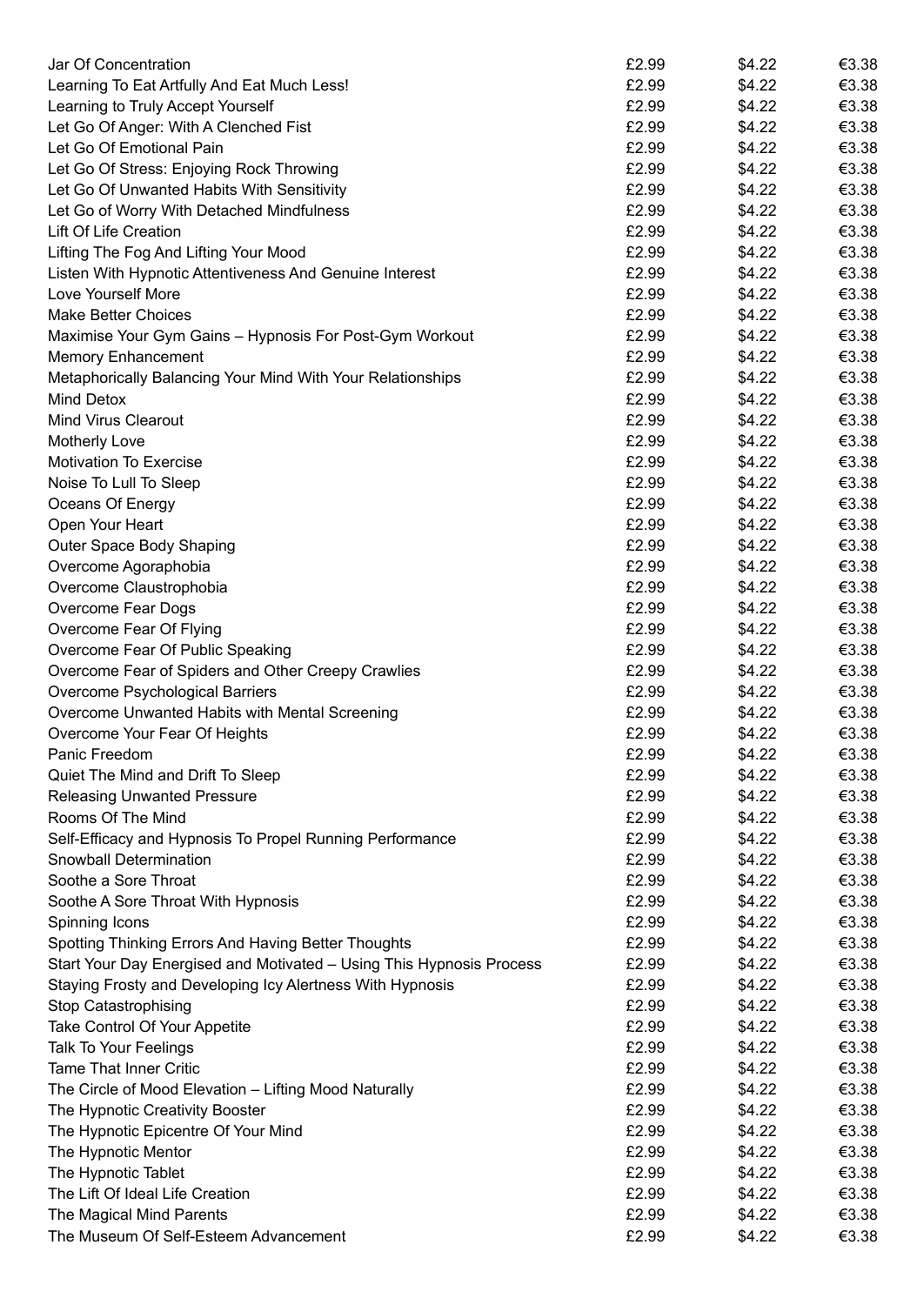| | | | |
|---|---|---|---|
| Jar Of Concentration | £2.99 | $4.22 | €3.38 |
| Learning To Eat Artfully And Eat Much Less! | £2.99 | $4.22 | €3.38 |
| Learning to Truly Accept Yourself | £2.99 | $4.22 | €3.38 |
| Let Go Of Anger: With A Clenched Fist | £2.99 | $4.22 | €3.38 |
| Let Go Of Emotional Pain | £2.99 | $4.22 | €3.38 |
| Let Go Of Stress: Enjoying Rock Throwing | £2.99 | $4.22 | €3.38 |
| Let Go Of Unwanted Habits With Sensitivity | £2.99 | $4.22 | €3.38 |
| Let Go of Worry With Detached Mindfulness | £2.99 | $4.22 | €3.38 |
| Lift Of Life Creation | £2.99 | $4.22 | €3.38 |
| Lifting The Fog And Lifting Your Mood | £2.99 | $4.22 | €3.38 |
| Listen With Hypnotic Attentiveness And Genuine Interest | £2.99 | $4.22 | €3.38 |
| Love Yourself More | £2.99 | $4.22 | €3.38 |
| Make Better Choices | £2.99 | $4.22 | €3.38 |
| Maximise Your Gym Gains – Hypnosis For Post-Gym Workout | £2.99 | $4.22 | €3.38 |
| Memory Enhancement | £2.99 | $4.22 | €3.38 |
| Metaphorically Balancing Your Mind With Your Relationships | £2.99 | $4.22 | €3.38 |
| Mind Detox | £2.99 | $4.22 | €3.38 |
| Mind Virus Clearout | £2.99 | $4.22 | €3.38 |
| Motherly Love | £2.99 | $4.22 | €3.38 |
| Motivation To Exercise | £2.99 | $4.22 | €3.38 |
| Noise To Lull To Sleep | £2.99 | $4.22 | €3.38 |
| Oceans Of Energy | £2.99 | $4.22 | €3.38 |
| Open Your Heart | £2.99 | $4.22 | €3.38 |
| Outer Space Body Shaping | £2.99 | $4.22 | €3.38 |
| Overcome Agoraphobia | £2.99 | $4.22 | €3.38 |
| Overcome Claustrophobia | £2.99 | $4.22 | €3.38 |
| Overcome Fear Dogs | £2.99 | $4.22 | €3.38 |
| Overcome Fear Of Flying | £2.99 | $4.22 | €3.38 |
| Overcome Fear Of Public Speaking | £2.99 | $4.22 | €3.38 |
| Overcome Fear of Spiders and Other Creepy Crawlies | £2.99 | $4.22 | €3.38 |
| Overcome Psychological Barriers | £2.99 | $4.22 | €3.38 |
| Overcome Unwanted Habits with Mental Screening | £2.99 | $4.22 | €3.38 |
| Overcome Your Fear Of Heights | £2.99 | $4.22 | €3.38 |
| Panic Freedom | £2.99 | $4.22 | €3.38 |
| Quiet The Mind and Drift To Sleep | £2.99 | $4.22 | €3.38 |
| Releasing Unwanted Pressure | £2.99 | $4.22 | €3.38 |
| Rooms Of The Mind | £2.99 | $4.22 | €3.38 |
| Self-Efficacy and Hypnosis To Propel Running Performance | £2.99 | $4.22 | €3.38 |
| Snowball Determination | £2.99 | $4.22 | €3.38 |
| Soothe a Sore Throat | £2.99 | $4.22 | €3.38 |
| Soothe A Sore Throat With Hypnosis | £2.99 | $4.22 | €3.38 |
| Spinning Icons | £2.99 | $4.22 | €3.38 |
| Spotting Thinking Errors And Having Better Thoughts | £2.99 | $4.22 | €3.38 |
| Start Your Day Energised and Motivated – Using This Hypnosis Process | £2.99 | $4.22 | €3.38 |
| Staying Frosty and Developing Icy Alertness With Hypnosis | £2.99 | $4.22 | €3.38 |
| Stop Catastrophising | £2.99 | $4.22 | €3.38 |
| Take Control Of Your Appetite | £2.99 | $4.22 | €3.38 |
| Talk To Your Feelings | £2.99 | $4.22 | €3.38 |
| Tame That Inner Critic | £2.99 | $4.22 | €3.38 |
| The Circle of Mood Elevation – Lifting Mood Naturally | £2.99 | $4.22 | €3.38 |
| The Hypnotic Creativity Booster | £2.99 | $4.22 | €3.38 |
| The Hypnotic Epicentre Of Your Mind | £2.99 | $4.22 | €3.38 |
| The Hypnotic Mentor | £2.99 | $4.22 | €3.38 |
| The Hypnotic Tablet | £2.99 | $4.22 | €3.38 |
| The Lift Of Ideal Life Creation | £2.99 | $4.22 | €3.38 |
| The Magical Mind Parents | £2.99 | $4.22 | €3.38 |
| The Museum Of Self-Esteem Advancement | £2.99 | $4.22 | €3.38 |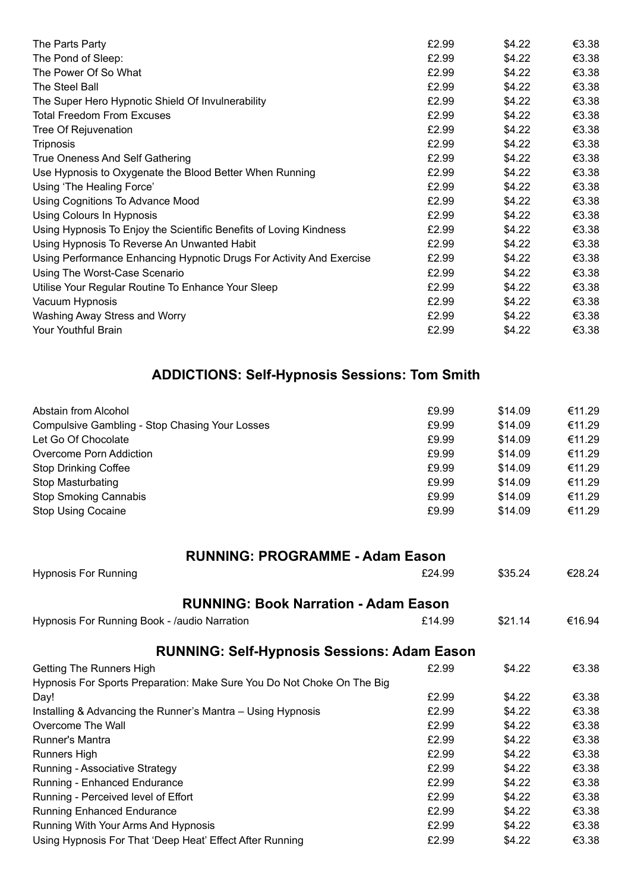| | | | |
|---|---|---|---|
| The Parts Party | £2.99 | $4.22 | €3.38 |
| The Pond of Sleep: | £2.99 | $4.22 | €3.38 |
| The Power Of So What | £2.99 | $4.22 | €3.38 |
| The Steel Ball | £2.99 | $4.22 | €3.38 |
| The Super Hero Hypnotic Shield Of Invulnerability | £2.99 | $4.22 | €3.38 |
| Total Freedom From Excuses | £2.99 | $4.22 | €3.38 |
| Tree Of Rejuvenation | £2.99 | $4.22 | €3.38 |
| Tripnosis | £2.99 | $4.22 | €3.38 |
| True Oneness And Self Gathering | £2.99 | $4.22 | €3.38 |
| Use Hypnosis to Oxygenate the Blood Better When Running | £2.99 | $4.22 | €3.38 |
| Using 'The Healing Force' | £2.99 | $4.22 | €3.38 |
| Using Cognitions To Advance Mood | £2.99 | $4.22 | €3.38 |
| Using Colours In Hypnosis | £2.99 | $4.22 | €3.38 |
| Using Hypnosis To Enjoy the Scientific Benefits of Loving Kindness | £2.99 | $4.22 | €3.38 |
| Using Hypnosis To Reverse An Unwanted Habit | £2.99 | $4.22 | €3.38 |
| Using Performance Enhancing Hypnotic Drugs For Activity And Exercise | £2.99 | $4.22 | €3.38 |
| Using The Worst-Case Scenario | £2.99 | $4.22 | €3.38 |
| Utilise Your Regular Routine To Enhance Your Sleep | £2.99 | $4.22 | €3.38 |
| Vacuum Hypnosis | £2.99 | $4.22 | €3.38 |
| Washing Away Stress and Worry | £2.99 | $4.22 | €3.38 |
| Your Youthful Brain | £2.99 | $4.22 | €3.38 |

## ADDICTIONS: Self-Hypnosis Sessions: Tom Smith

| | | | |
|---|---|---|---|
| Abstain from Alcohol | £9.99 | $14.09 | €11.29 |
| Compulsive Gambling - Stop Chasing Your Losses | £9.99 | $14.09 | €11.29 |
| Let Go Of Chocolate | £9.99 | $14.09 | €11.29 |
| Overcome Porn Addiction | £9.99 | $14.09 | €11.29 |
| Stop Drinking Coffee | £9.99 | $14.09 | €11.29 |
| Stop Masturbating | £9.99 | $14.09 | €11.29 |
| Stop Smoking Cannabis | £9.99 | $14.09 | €11.29 |
| Stop Using Cocaine | £9.99 | $14.09 | €11.29 |

## RUNNING: PROGRAMME - Adam Eason

| | | | |
|---|---|---|---|
| Hypnosis For Running | £24.99 | $35.24 | €28.24 |

## RUNNING: Book Narration - Adam Eason

| | | | |
|---|---|---|---|
| Hypnosis For Running Book - /audio Narration | £14.99 | $21.14 | €16.94 |

## RUNNING: Self-Hypnosis Sessions: Adam Eason

| | | | |
|---|---|---|---|
| Getting The Runners High | £2.99 | $4.22 | €3.38 |
| Hypnosis For Sports Preparation: Make Sure You Do Not Choke On The Big Day! | £2.99 | $4.22 | €3.38 |
| Installing & Advancing the Runner's Mantra – Using Hypnosis | £2.99 | $4.22 | €3.38 |
| Overcome The Wall | £2.99 | $4.22 | €3.38 |
| Runner's Mantra | £2.99 | $4.22 | €3.38 |
| Runners High | £2.99 | $4.22 | €3.38 |
| Running - Associative Strategy | £2.99 | $4.22 | €3.38 |
| Running - Enhanced Endurance | £2.99 | $4.22 | €3.38 |
| Running - Perceived level of Effort | £2.99 | $4.22 | €3.38 |
| Running Enhanced Endurance | £2.99 | $4.22 | €3.38 |
| Running With Your Arms And Hypnosis | £2.99 | $4.22 | €3.38 |
| Using Hypnosis For That 'Deep Heat' Effect After Running | £2.99 | $4.22 | €3.38 |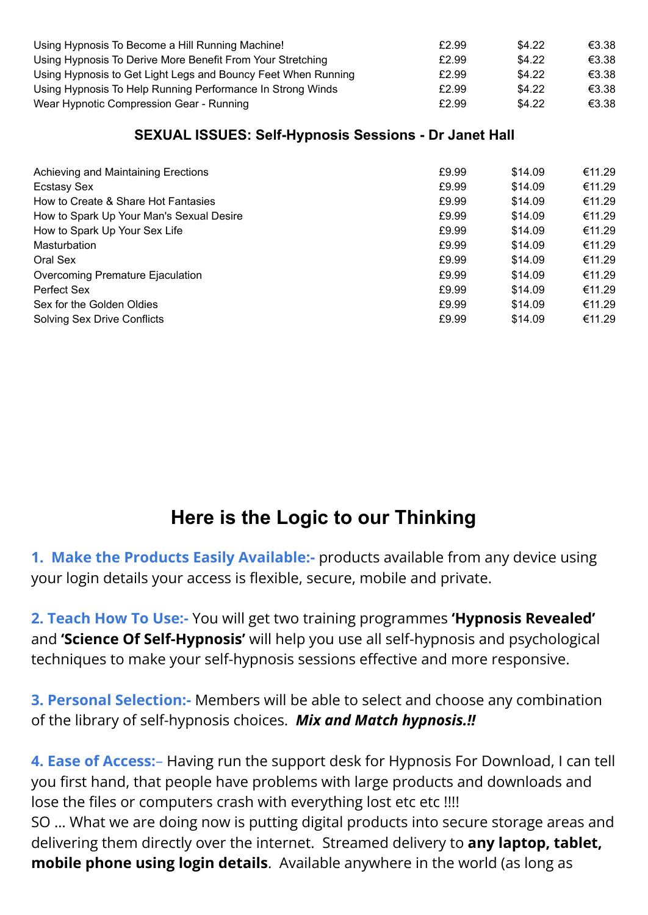| | | | |
|---|---|---|---|
| Using Hypnosis To Become a Hill Running Machine! | £2.99 | $4.22 | €3.38 |
| Using Hypnosis To Derive More Benefit From Your Stretching | £2.99 | $4.22 | €3.38 |
| Using Hypnosis to Get Light Legs and Bouncy Feet When Running | £2.99 | $4.22 | €3.38 |
| Using Hypnosis To Help Running Performance In Strong Winds | £2.99 | $4.22 | €3.38 |
| Wear Hypnotic Compression Gear - Running | £2.99 | $4.22 | €3.38 |

### SEXUAL ISSUES: Self-Hypnosis Sessions - Dr Janet Hall

| | | | |
|---|---|---|---|
| Achieving and Maintaining Erections | £9.99 | $14.09 | €11.29 |
| Ecstasy Sex | £9.99 | $14.09 | €11.29 |
| How to Create & Share Hot Fantasies | £9.99 | $14.09 | €11.29 |
| How to Spark Up Your Man's Sexual Desire | £9.99 | $14.09 | €11.29 |
| How to Spark Up Your Sex Life | £9.99 | $14.09 | €11.29 |
| Masturbation | £9.99 | $14.09 | €11.29 |
| Oral Sex | £9.99 | $14.09 | €11.29 |
| Overcoming Premature Ejaculation | £9.99 | $14.09 | €11.29 |
| Perfect Sex | £9.99 | $14.09 | €11.29 |
| Sex for the Golden Oldies | £9.99 | $14.09 | €11.29 |
| Solving Sex Drive Conflicts | £9.99 | $14.09 | €11.29 |

## Here is the Logic to our Thinking

**1. Make the Products Easily Available:-** products available from any device using your login details your access is flexible, secure, mobile and private.

**2. Teach How To Use:-** You will get two training programmes **'Hypnosis Revealed'** and **'Science Of Self-Hypnosis'** will help you use all self-hypnosis and psychological techniques to make your self-hypnosis sessions effective and more responsive.

**3. Personal Selection:-** Members will be able to select and choose any combination of the library of self-hypnosis choices. ***Mix and Match hypnosis.!!***

**4. Ease of Access:–** Having run the support desk for Hypnosis For Download, I can tell you first hand, that people have problems with large products and downloads and lose the files or computers crash with everything lost etc etc !!!!
SO … What we are doing now is putting digital products into secure storage areas and delivering them directly over the internet. Streamed delivery to **any laptop, tablet, mobile phone using login details**. Available anywhere in the world (as long as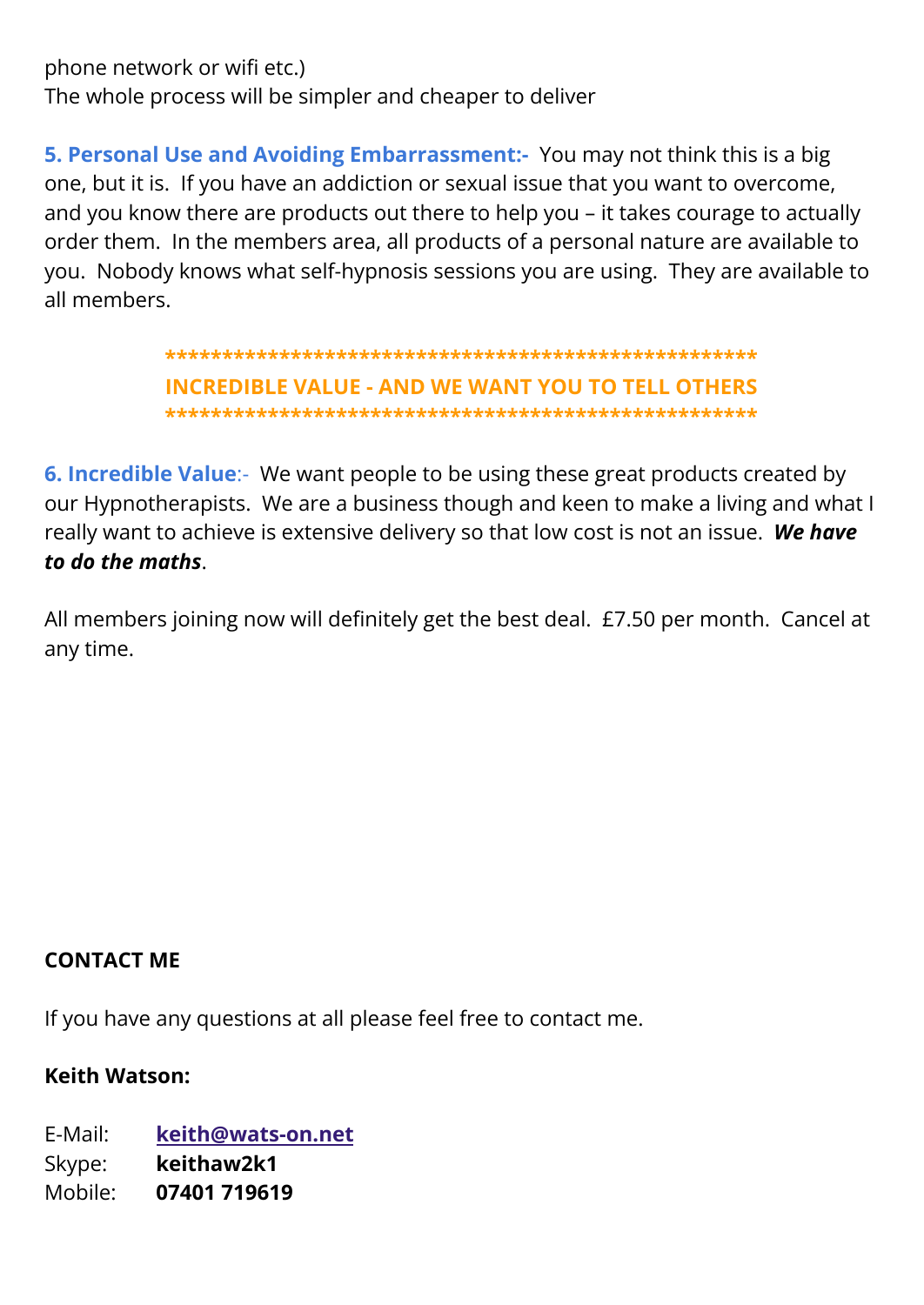phone network or wifi etc.)
The whole process will be simpler and cheaper to deliver

**5. Personal Use and Avoiding Embarrassment:-** You may not think this is a big one, but it is. If you have an addiction or sexual issue that you want to overcome, and you know there are products out there to help you – it takes courage to actually order them. In the members area, all products of a personal nature are available to you. Nobody knows what self-hypnosis sessions you are using. They are available to all members.

**\*\*\*\*\*\*\*\*\*\*\*\*\*\*\*\*\*\*\*\*\*\*\*\*\*\*\*\*\*\*\*\*\*\*\*\*\*\*\*\*\*\*\*\*\*\*\*\*\*\*\*\*\*\*\*\*\*\*\***

**INCREDIBLE VALUE - AND WE WANT YOU TO TELL OTHERS**

**\*\*\*\*\*\*\*\*\*\*\*\*\*\*\*\*\*\*\*\*\*\*\*\*\*\*\*\*\*\*\*\*\*\*\*\*\*\*\*\*\*\*\*\*\*\*\*\*\*\*\*\*\*\*\*\*\*\*\***

**6. Incredible Value**:- We want people to be using these great products created by our Hypnotherapists. We are a business though and keen to make a living and what I really want to achieve is extensive delivery so that low cost is not an issue. ***We have to do the maths***.

All members joining now will definitely get the best deal. £7.50 per month. Cancel at any time.

**CONTACT ME**

If you have any questions at all please feel free to contact me.

**Keith Watson:**

E-Mail: **keith@wats-on.net**
Skype: **keithaw2k1**
Mobile: **07401 719619**